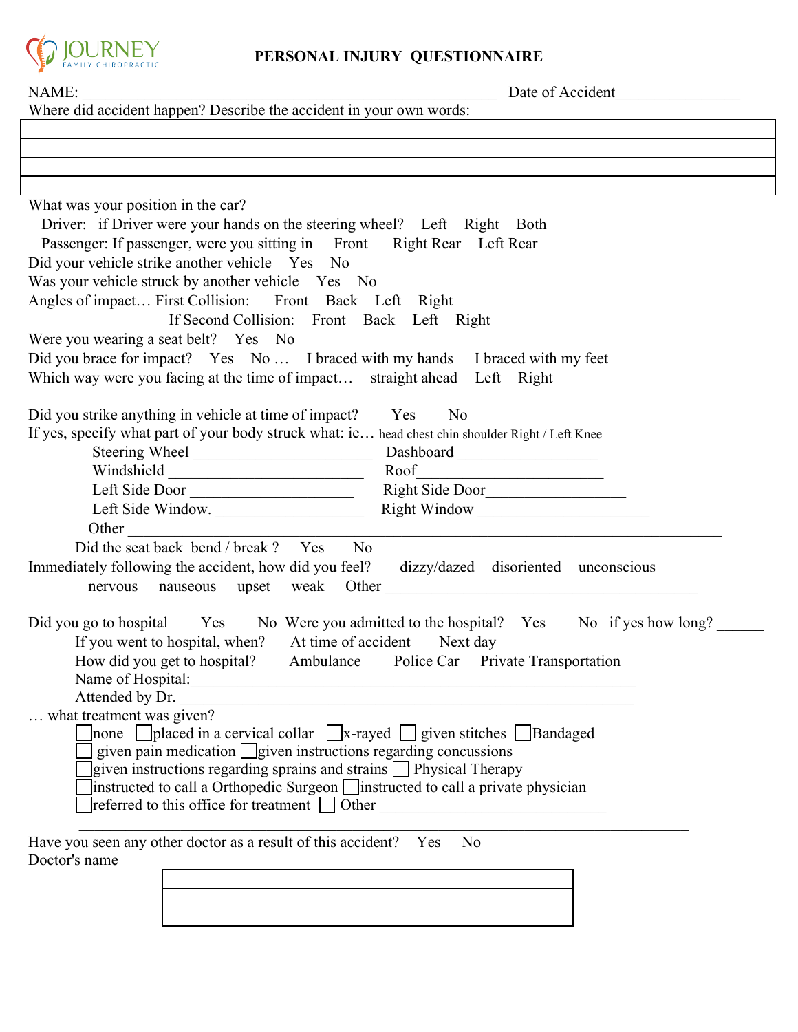JOURNEY FAMILY CHIROPRACTIC

# PERSONAL INJURY QUESTIONNAIRE

NAME: _______________________________________________ Date of Accident _______________

Where did accident happen? Describe the accident in your own words:

| |
|---|
| |
| |
| |

What was your position in the car?

Driver: if Driver were your hands on the steering wheel? Left Right Both

Passenger: If passenger, were you sitting in Front Right Rear Left Rear

Did your vehicle strike another vehicle Yes No

Was your vehicle struck by another vehicle Yes No

Angles of impact… First Collision: Front Back Left Right

If Second Collision: Front Back Left Right

Were you wearing a seat belt? Yes No

Did you brace for impact? Yes No … I braced with my hands I braced with my feet

Which way were you facing at the time of impact… straight ahead Left Right

Did you strike anything in vehicle at time of impact? Yes No

If yes, specify what part of your body struck what: ie… head chest chin shoulder Right / Left Knee

Steering Wheel ______________________ Dashboard _________________

Windshield ________________________ Roof _______________________

Left Side Door ____________________ Right Side Door _________________

Left Side Window. __________________ Right Window _____________________

Other _________________________________________________________________________

Did the seat back bend / break ? Yes No

Immediately following the accident, how did you feel? dizzy/dazed disoriented unconscious

nervous nauseous upset weak Other ______________________________________

Did you go to hospital Yes No Were you admitted to the hospital? Yes No if yes how long? ______

If you went to hospital, when? At time of accident Next day

How did you get to hospital? Ambulance Police Car Private Transportation

Name of Hospital: _______________________________________________________

Attended by Dr. _________________________________________________________

… what treatment was given?

- ☐ none ☐ placed in a cervical collar ☐ x-rayed ☐ given stitches ☐ Bandaged
- ☐ given pain medication ☐ given instructions regarding concussions
- ☐ given instructions regarding sprains and strains ☐ Physical Therapy
- ☐ instructed to call a Orthopedic Surgeon ☐ instructed to call a private physician
- ☐ referred to this office for treatment ☐ Other ____________________________

_____________________________________________________________________________

Have you seen any other doctor as a result of this accident? Yes No

Doctor's name

| |
|---|
| |
| |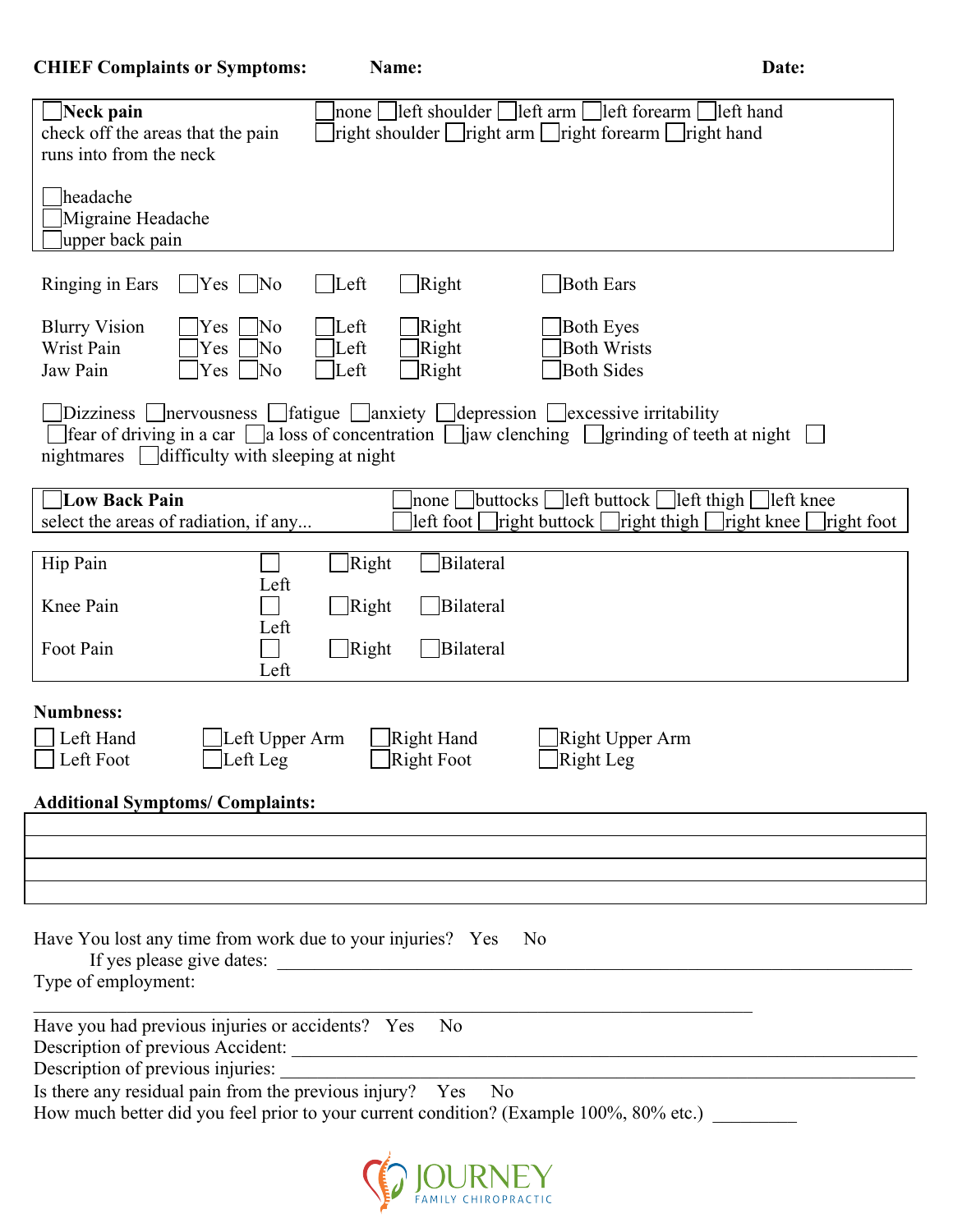**CHIEF Complaints or Symptoms:** **Name:** **Date:**

☐ **Neck pain**
check off the areas that the pain runs into from the neck
☐ none ☐ left shoulder ☐ left arm ☐ left forearm ☐ left hand
☐ right shoulder ☐ right arm ☐ right forearm ☐ right hand

☐ headache
☐ Migraine Headache
☐ upper back pain

| | | | | | |
|---|---|---|---|---|---|
| Ringing in Ears | ☐ Yes | ☐ No | ☐ Left | ☐ Right | ☐ Both Ears |
| Blurry Vision | ☐ Yes | ☐ No | ☐ Left | ☐ Right | ☐ Both Eyes |
| Wrist Pain | ☐ Yes | ☐ No | ☐ Left | ☐ Right | ☐ Both Wrists |
| Jaw Pain | ☐ Yes | ☐ No | ☐ Left | ☐ Right | ☐ Both Sides |

☐ Dizziness ☐ nervousness ☐ fatigue ☐ anxiety ☐ depression ☐ excessive irritability
☐ fear of driving in a car ☐ a loss of concentration ☐ jaw clenching ☐ grinding of teeth at night ☐ nightmares ☐ difficulty with sleeping at night

☐ **Low Back Pain**
select the areas of radiation, if any...
☐ none ☐ buttocks ☐ left buttock ☐ left thigh ☐ left knee
☐ left foot ☐ right buttock ☐ right thigh ☐ right knee ☐ right foot

| | | | |
|---|---|---|---|
| Hip Pain | ☐ Left | ☐ Right | ☐ Bilateral |
| Knee Pain | ☐ Left | ☐ Right | ☐ Bilateral |
| Foot Pain | ☐ Left | ☐ Right | ☐ Bilateral |

**Numbness:**

| | | | |
|---|---|---|---|
| ☐ Left Hand | ☐ Left Upper Arm | ☐ Right Hand | ☐ Right Upper Arm |
| ☐ Left Foot | ☐ Left Leg | ☐ Right Foot | ☐ Right Leg |

**Additional Symptoms/ Complaints:**

_______________________________________________

_______________________________________________

_______________________________________________

_______________________________________________

Have You lost any time from work due to your injuries? Yes No
If yes please give dates: _______________________________________________
Type of employment:
_______________________________________________

Have you had previous injuries or accidents? Yes No
Description of previous Accident: _______________________________________________
Description of previous injuries: _______________________________________________
Is there any residual pain from the previous injury? Yes No
How much better did you feel prior to your current condition? (Example 100%, 80% etc.) _________

JOURNEY
FAMILY CHIROPRACTIC